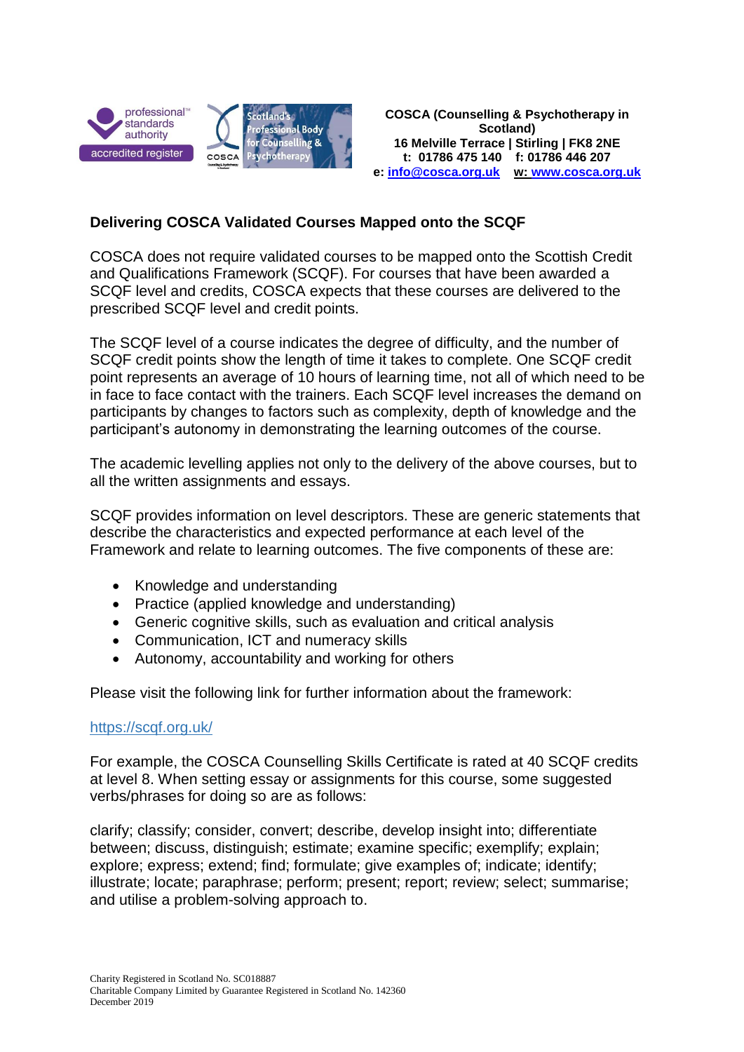COSCA (Counselling & Psychotherapy in Scotland)
16 Melville Terrace | Stirling | FK8 2NE
t: 01786 475 140 f: 01786 446 207
e: info@cosca.org.uk w: www.cosca.org.uk

## Delivering COSCA Validated Courses Mapped onto the SCQF

COSCA does not require validated courses to be mapped onto the Scottish Credit and Qualifications Framework (SCQF). For courses that have been awarded a SCQF level and credits, COSCA expects that these courses are delivered to the prescribed SCQF level and credit points.

The SCQF level of a course indicates the degree of difficulty, and the number of SCQF credit points show the length of time it takes to complete. One SCQF credit point represents an average of 10 hours of learning time, not all of which need to be in face to face contact with the trainers. Each SCQF level increases the demand on participants by changes to factors such as complexity, depth of knowledge and the participant's autonomy in demonstrating the learning outcomes of the course.

The academic levelling applies not only to the delivery of the above courses, but to all the written assignments and essays.

SCQF provides information on level descriptors. These are generic statements that describe the characteristics and expected performance at each level of the Framework and relate to learning outcomes. The five components of these are:

- Knowledge and understanding
- Practice (applied knowledge and understanding)
- Generic cognitive skills, such as evaluation and critical analysis
- Communication, ICT and numeracy skills
- Autonomy, accountability and working for others

Please visit the following link for further information about the framework:

https://scqf.org.uk/

For example, the COSCA Counselling Skills Certificate is rated at 40 SCQF credits at level 8. When setting essay or assignments for this course, some suggested verbs/phrases for doing so are as follows:

clarify; classify; consider, convert; describe, develop insight into; differentiate between; discuss, distinguish; estimate; examine specific; exemplify; explain; explore; express; extend; find; formulate; give examples of; indicate; identify; illustrate; locate; paraphrase; perform; present; report; review; select; summarise; and utilise a problem-solving approach to.

Charity Registered in Scotland No. SC018887
Charitable Company Limited by Guarantee Registered in Scotland No. 142360
December 2019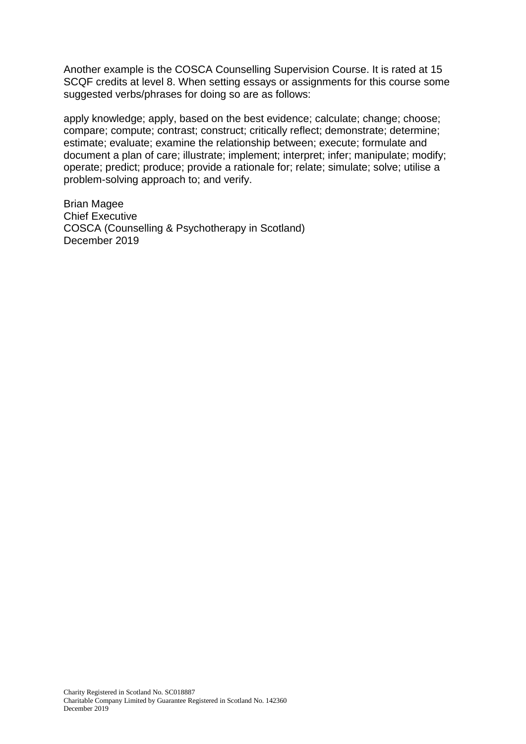Another example is the COSCA Counselling Supervision Course. It is rated at 15 SCQF credits at level 8. When setting essays or assignments for this course some suggested verbs/phrases for doing so are as follows:

apply knowledge; apply, based on the best evidence; calculate; change; choose; compare; compute; contrast; construct; critically reflect; demonstrate; determine; estimate; evaluate; examine the relationship between; execute; formulate and document a plan of care; illustrate; implement; interpret; infer; manipulate; modify; operate; predict; produce; provide a rationale for; relate; simulate; solve; utilise a problem-solving approach to; and verify.

Brian Magee
Chief Executive
COSCA (Counselling & Psychotherapy in Scotland)
December 2019